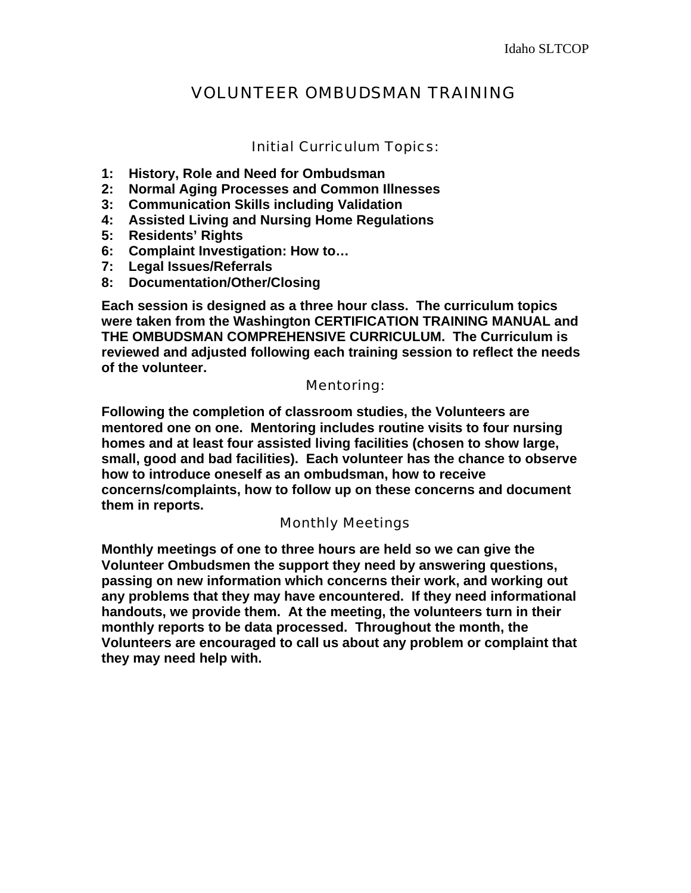# VOLUNTEER OMBUDSMAN TRAINING

## Initial Curriculum Topics:

**1: History, Role and Need for Ombudsman**
**2: Normal Aging Processes and Common Illnesses**
**3: Communication Skills including Validation**
**4: Assisted Living and Nursing Home Regulations**
**5: Residents' Rights**
**6: Complaint Investigation: How to…**
**7: Legal Issues/Referrals**
**8: Documentation/Other/Closing**

**Each session is designed as a three hour class. The curriculum topics were taken from the Washington CERTIFICATION TRAINING MANUAL and THE OMBUDSMAN COMPREHENSIVE CURRICULUM. The Curriculum is reviewed and adjusted following each training session to reflect the needs of the volunteer.**

## Mentoring:

**Following the completion of classroom studies, the Volunteers are mentored one on one. Mentoring includes routine visits to four nursing homes and at least four assisted living facilities (chosen to show large, small, good and bad facilities). Each volunteer has the chance to observe how to introduce oneself as an ombudsman, how to receive concerns/complaints, how to follow up on these concerns and document them in reports.**

## Monthly Meetings

**Monthly meetings of one to three hours are held so we can give the Volunteer Ombudsmen the support they need by answering questions, passing on new information which concerns their work, and working out any problems that they may have encountered. If they need informational handouts, we provide them. At the meeting, the volunteers turn in their monthly reports to be data processed. Throughout the month, the Volunteers are encouraged to call us about any problem or complaint that they may need help with.**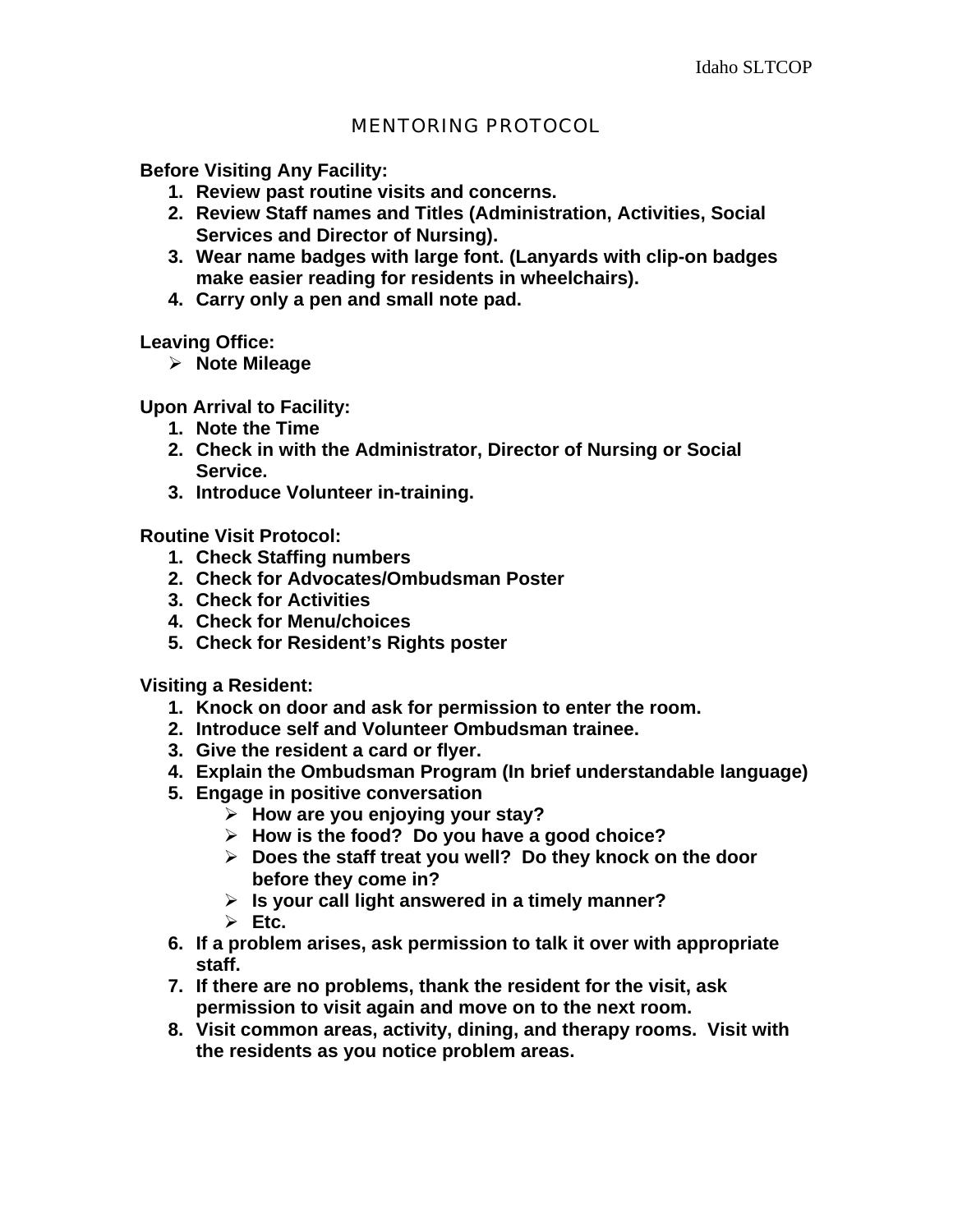# MENTORING PROTOCOL

**Before Visiting Any Facility:**

1. **Review past routine visits and concerns.**
2. **Review Staff names and Titles (Administration, Activities, Social Services and Director of Nursing).**
3. **Wear name badges with large font. (Lanyards with clip-on badges make easier reading for residents in wheelchairs).**
4. **Carry only a pen and small note pad.**

**Leaving Office:**

- **Note Mileage**

**Upon Arrival to Facility:**

1. **Note the Time**
2. **Check in with the Administrator, Director of Nursing or Social Service.**
3. **Introduce Volunteer in-training.**

**Routine Visit Protocol:**

1. **Check Staffing numbers**
2. **Check for Advocates/Ombudsman Poster**
3. **Check for Activities**
4. **Check for Menu/choices**
5. **Check for Resident's Rights poster**

**Visiting a Resident:**

1. **Knock on door and ask for permission to enter the room.**
2. **Introduce self and Volunteer Ombudsman trainee.**
3. **Give the resident a card or flyer.**
4. **Explain the Ombudsman Program (In brief understandable language)**
5. **Engage in positive conversation**
   - **How are you enjoying your stay?**
   - **How is the food? Do you have a good choice?**
   - **Does the staff treat you well? Do they knock on the door before they come in?**
   - **Is your call light answered in a timely manner?**
   - **Etc.**
6. **If a problem arises, ask permission to talk it over with appropriate staff.**
7. **If there are no problems, thank the resident for the visit, ask permission to visit again and move on to the next room.**
8. **Visit common areas, activity, dining, and therapy rooms. Visit with the residents as you notice problem areas.**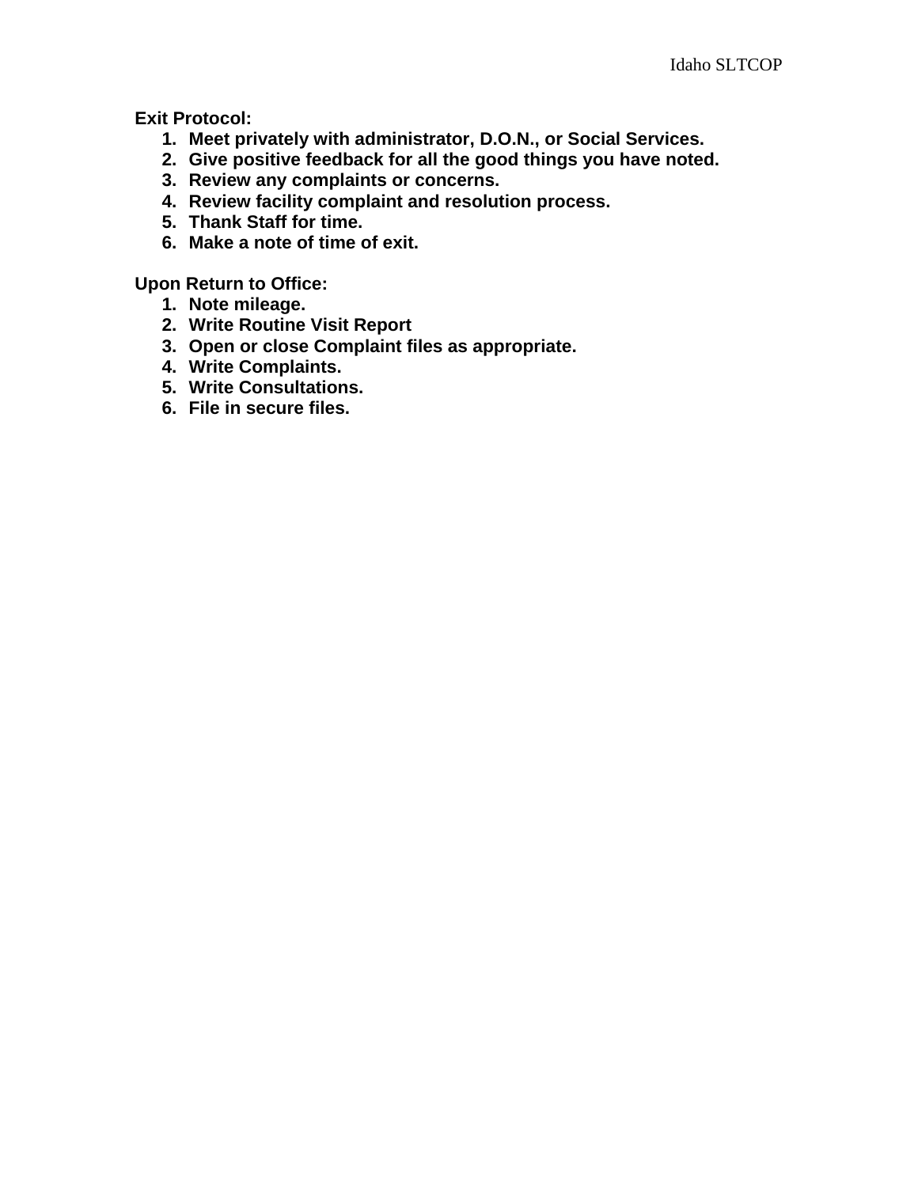**Exit Protocol:**

1. **Meet privately with administrator, D.O.N., or Social Services.**
2. **Give positive feedback for all the good things you have noted.**
3. **Review any complaints or concerns.**
4. **Review facility complaint and resolution process.**
5. **Thank Staff for time.**
6. **Make a note of time of exit.**

**Upon Return to Office:**

1. **Note mileage.**
2. **Write Routine Visit Report**
3. **Open or close Complaint files as appropriate.**
4. **Write Complaints.**
5. **Write Consultations.**
6. **File in secure files.**